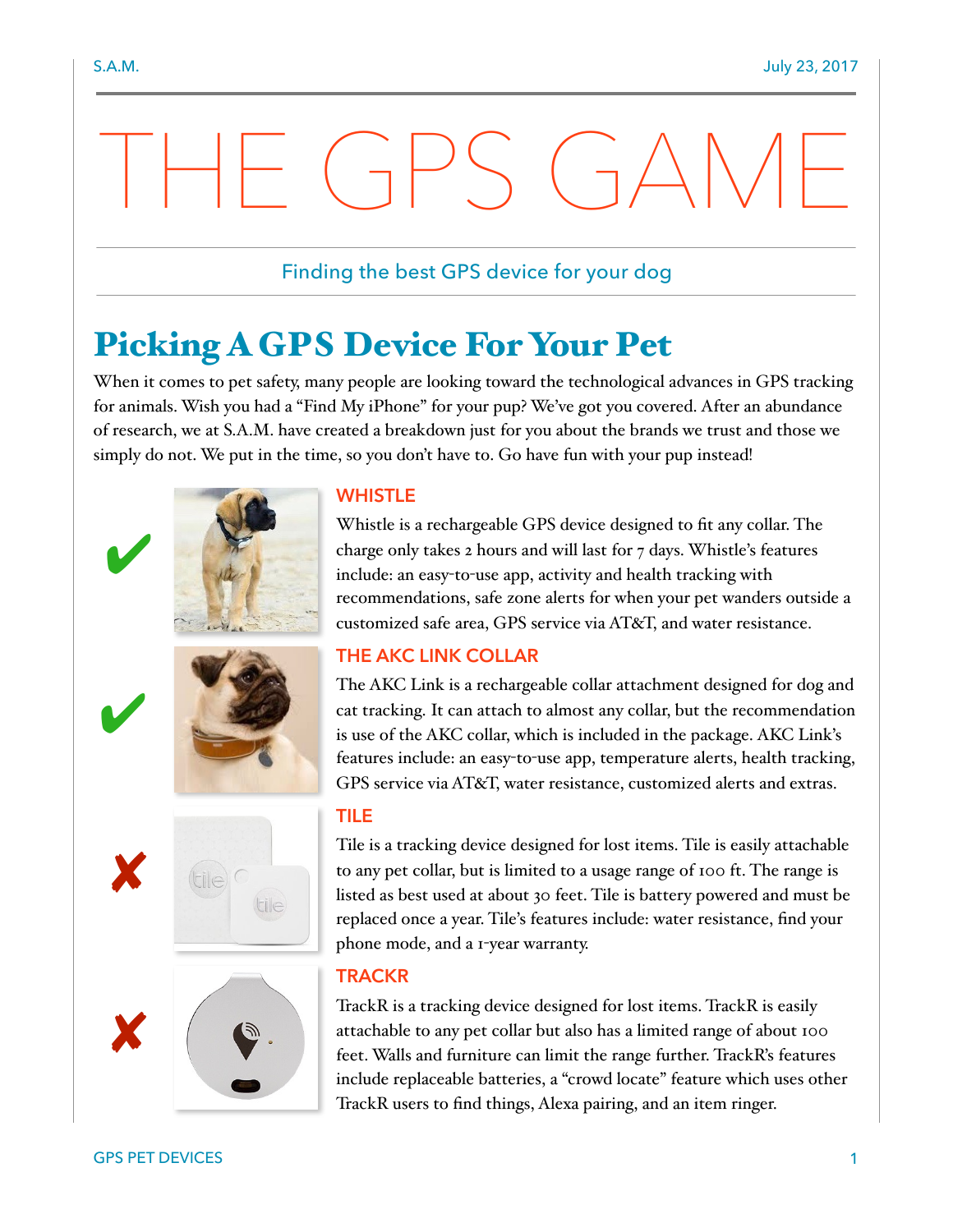# THE GPS GAME

Finding the best GPS device for your dog

## Picking A GPS Device For Your Pet

When it comes to pet safety, many people are looking toward the technological advances in GPS tracking for animals. Wish you had a "Find My iPhone" for your pup? We've got you covered. After an abundance of research, we at S.A.M. have created a breakdown just for you about the brands we trust and those we simply do not. We put in the time, so you don't have to. Go have fun with your pup instead!

### ✔ WHISTLE

Whistle is a rechargeable GPS device designed to fit any collar. The charge only takes 2 hours and will last for 7 days. Whistle's features include: an easy-to-use app, activity and health tracking with recommendations, safe zone alerts for when your pet wanders outside a customized safe area, GPS service via AT&T, and water resistance.

### ✔ THE AKC LINK COLLAR

The AKC Link is a rechargeable collar attachment designed for dog and cat tracking. It can attach to almost any collar, but the recommendation is use of the AKC collar, which is included in the package. AKC Link's features include: an easy-to-use app, temperature alerts, health tracking, GPS service via AT&T, water resistance, customized alerts and extras.

### ✘ TILE

Tile is a tracking device designed for lost items. Tile is easily attachable to any pet collar, but is limited to a usage range of 100 ft. The range is listed as best used at about 30 feet. Tile is battery powered and must be replaced once a year. Tile's features include: water resistance, find your phone mode, and a 1-year warranty.

### ✘ TRACKR

TrackR is a tracking device designed for lost items. TrackR is easily attachable to any pet collar but also has a limited range of about 100 feet. Walls and furniture can limit the range further. TrackR's features include replaceable batteries, a "crowd locate" feature which uses other TrackR users to find things, Alexa pairing, and an item ringer.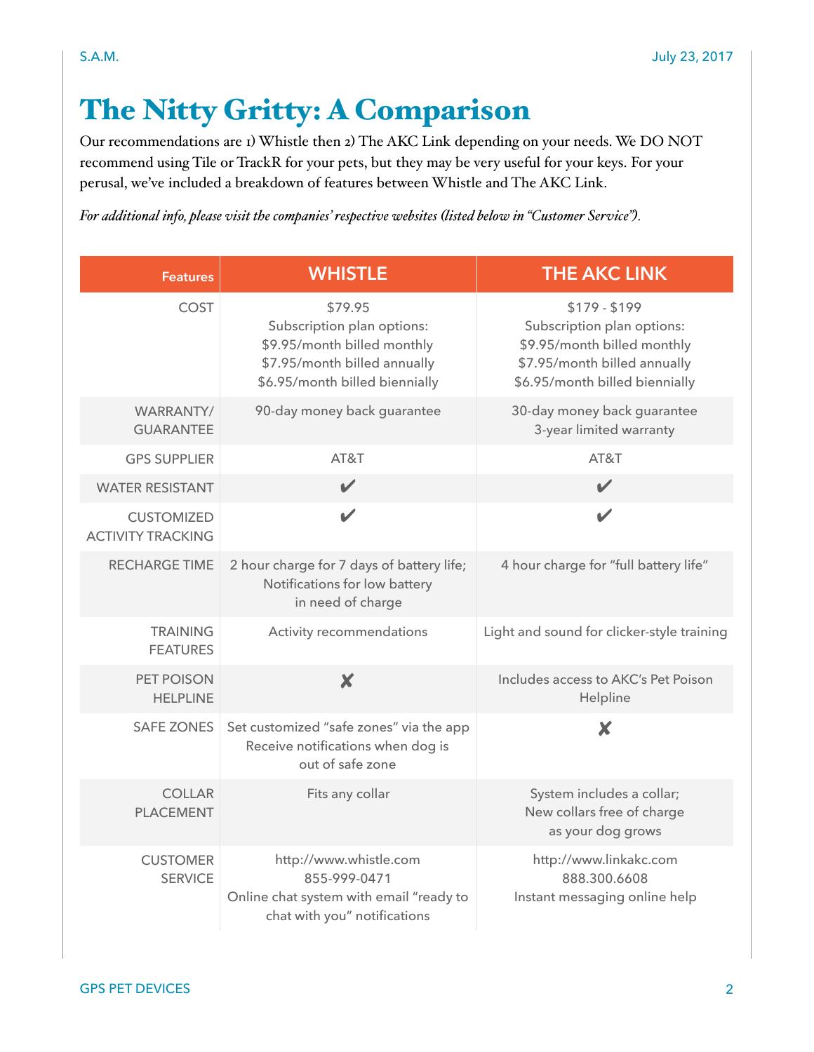# The Nitty Gritty: A Comparison

Our recommendations are 1) Whistle then 2) The AKC Link depending on your needs. We DO NOT recommend using Tile or TrackR for your pets, but they may be very useful for your keys. For your perusal, we've included a breakdown of features between Whistle and The AKC Link.

*For additional info, please visit the companies' respective websites (listed below in "Customer Service").*

| Features | WHISTLE | THE AKC LINK |
|---|---|---|
| COST | $79.95<br>Subscription plan options:<br>$9.95/month billed monthly<br>$7.95/month billed annually<br>$6.95/month billed biennially | $179 - $199<br>Subscription plan options:<br>$9.95/month billed monthly<br>$7.95/month billed annually<br>$6.95/month billed biennially |
| WARRANTY/ GUARANTEE | 90-day money back guarantee | 30-day money back guarantee<br>3-year limited warranty |
| GPS SUPPLIER | AT&T | AT&T |
| WATER RESISTANT | ✔ | ✔ |
| CUSTOMIZED ACTIVITY TRACKING | ✔ | ✔ |
| RECHARGE TIME | 2 hour charge for 7 days of battery life; Notifications for low battery in need of charge | 4 hour charge for "full battery life" |
| TRAINING FEATURES | Activity recommendations | Light and sound for clicker-style training |
| PET POISON HELPLINE | ✘ | Includes access to AKC's Pet Poison Helpline |
| SAFE ZONES | Set customized "safe zones" via the app<br>Receive notifications when dog is out of safe zone | ✘ |
| COLLAR PLACEMENT | Fits any collar | System includes a collar; New collars free of charge as your dog grows |
| CUSTOMER SERVICE | http://www.whistle.com<br>855-999-0471<br>Online chat system with email "ready to chat with you" notifications | http://www.linkakc.com<br>888.300.6608<br>Instant messaging online help |